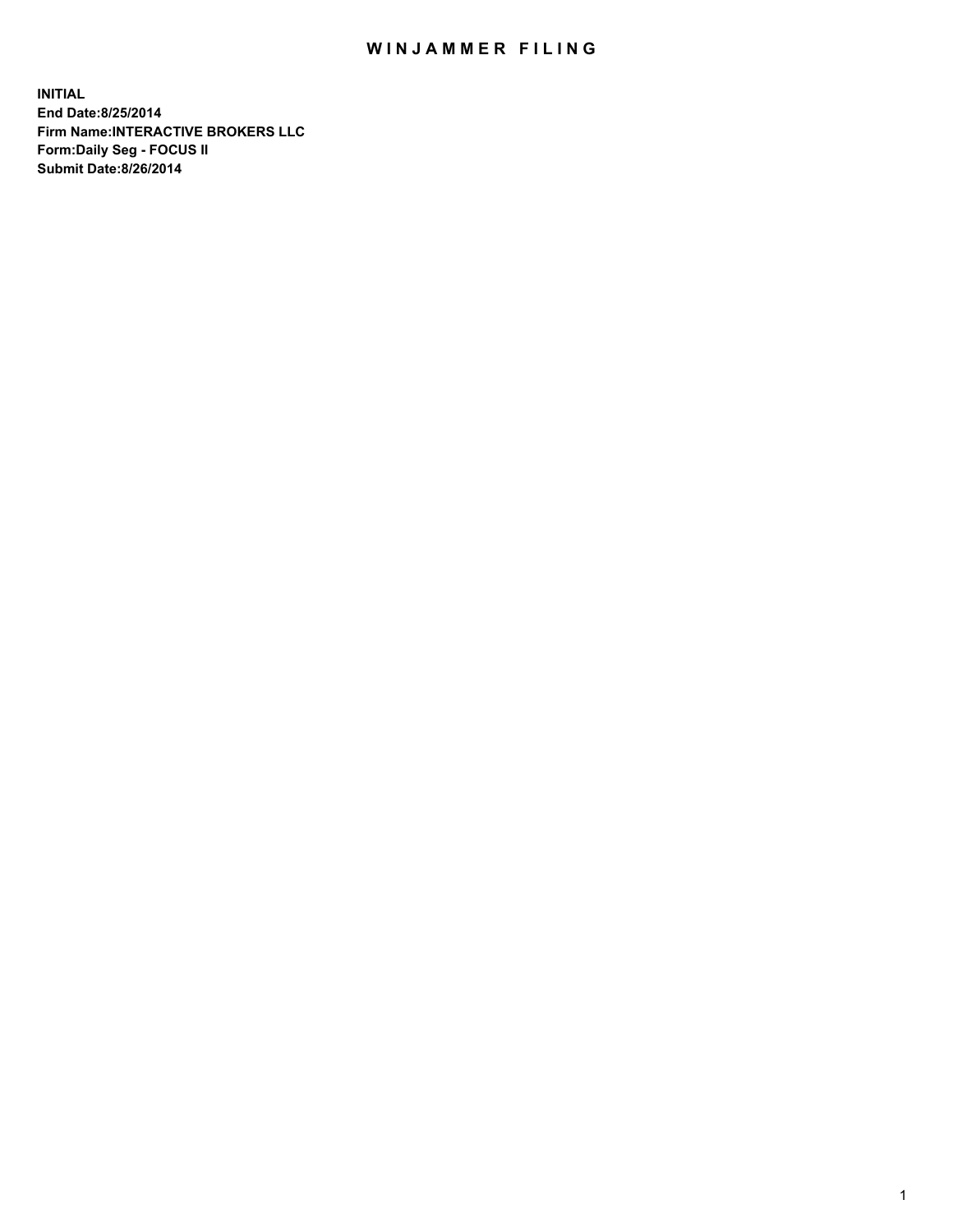# WINJAMMER FILING

**INITIAL**
**End Date:8/25/2014**
**Firm Name:INTERACTIVE BROKERS LLC**
**Form:Daily Seg - FOCUS II**
**Submit Date:8/26/2014**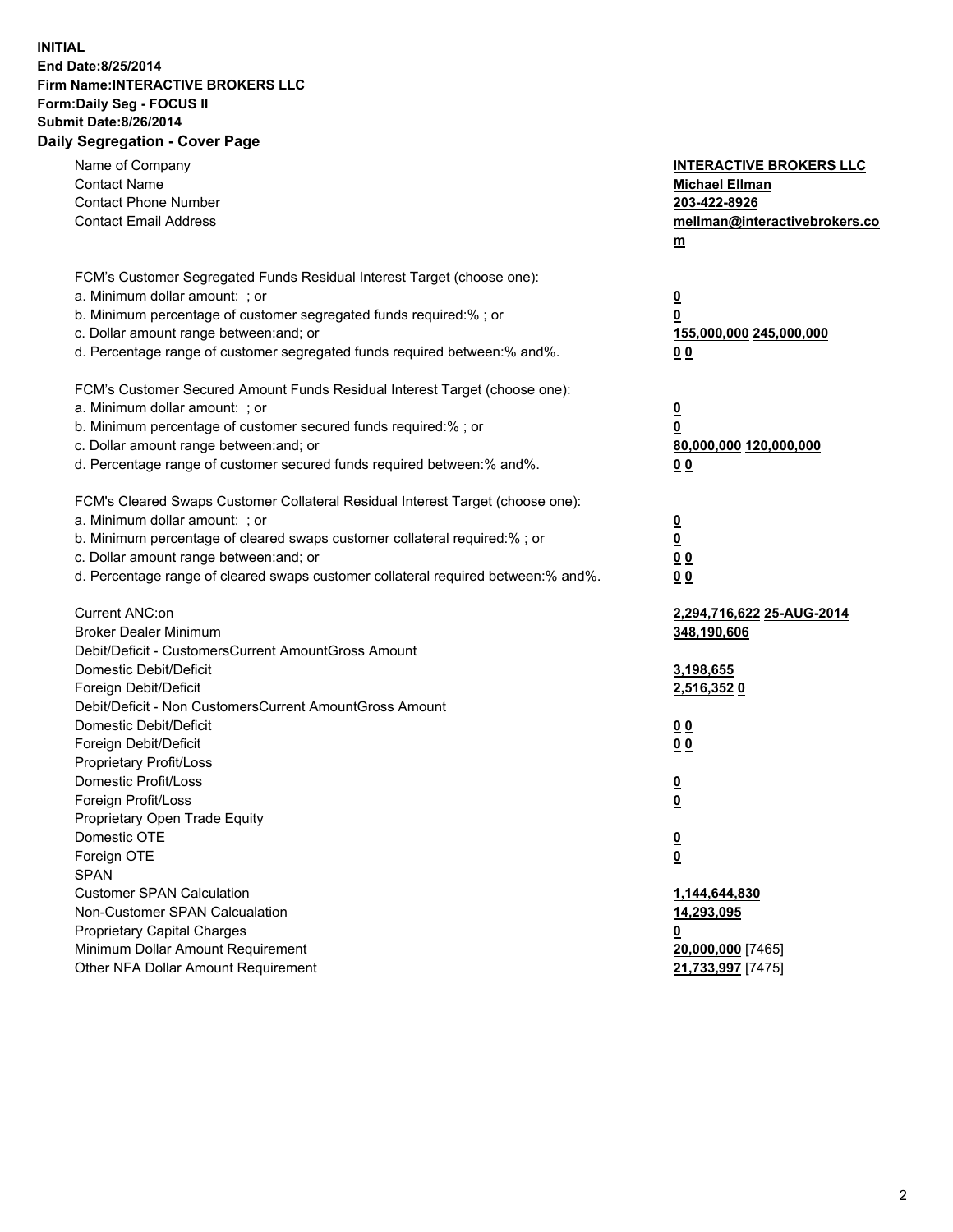**INITIAL**
**End Date:8/25/2014**
**Firm Name:INTERACTIVE BROKERS LLC**
**Form:Daily Seg - FOCUS II**
**Submit Date:8/26/2014**

## Daily Segregation - Cover Page

| | |
|---|---|
| Name of Company | **INTERACTIVE BROKERS LLC** |
| Contact Name | **Michael Ellman** |
| Contact Phone Number | **203-422-8926** |
| Contact Email Address | **mellman@interactivebrokers.com** |
| | |
| FCM's Customer Segregated Funds Residual Interest Target (choose one): | |
| a. Minimum dollar amount: ; or | **0** |
| b. Minimum percentage of customer segregated funds required:% ; or | **0** |
| c. Dollar amount range between:and; or | **155,000,000** **245,000,000** |
| d. Percentage range of customer segregated funds required between:% and%. | **0** **0** |
| | |
| FCM's Customer Secured Amount Funds Residual Interest Target (choose one): | |
| a. Minimum dollar amount: ; or | **0** |
| b. Minimum percentage of customer secured funds required:% ; or | **0** |
| c. Dollar amount range between:and; or | **80,000,000** **120,000,000** |
| d. Percentage range of customer secured funds required between:% and%. | **0** **0** |
| | |
| FCM's Cleared Swaps Customer Collateral Residual Interest Target (choose one): | |
| a. Minimum dollar amount: ; or | **0** |
| b. Minimum percentage of cleared swaps customer collateral required:% ; or | **0** |
| c. Dollar amount range between:and; or | **0** **0** |
| d. Percentage range of cleared swaps customer collateral required between:% and%. | **0** **0** |
| | |
| Current ANC:on | **2,294,716,622** **25-AUG-2014** |
| Broker Dealer Minimum | **348,190,606** |
| Debit/Deficit - CustomersCurrent AmountGross Amount | |
| Domestic Debit/Deficit | **3,198,655** |
| Foreign Debit/Deficit | **2,516,352** **0** |
| Debit/Deficit - Non CustomersCurrent AmountGross Amount | |
| Domestic Debit/Deficit | **0** **0** |
| Foreign Debit/Deficit | **0** **0** |
| Proprietary Profit/Loss | |
| Domestic Profit/Loss | **0** |
| Foreign Profit/Loss | **0** |
| Proprietary Open Trade Equity | |
| Domestic OTE | **0** |
| Foreign OTE | **0** |
| SPAN | |
| Customer SPAN Calculation | **1,144,644,830** |
| Non-Customer SPAN Calcualation | **14,293,095** |
| Proprietary Capital Charges | **0** |
| Minimum Dollar Amount Requirement | **20,000,000** [7465] |
| Other NFA Dollar Amount Requirement | **21,733,997** [7475] |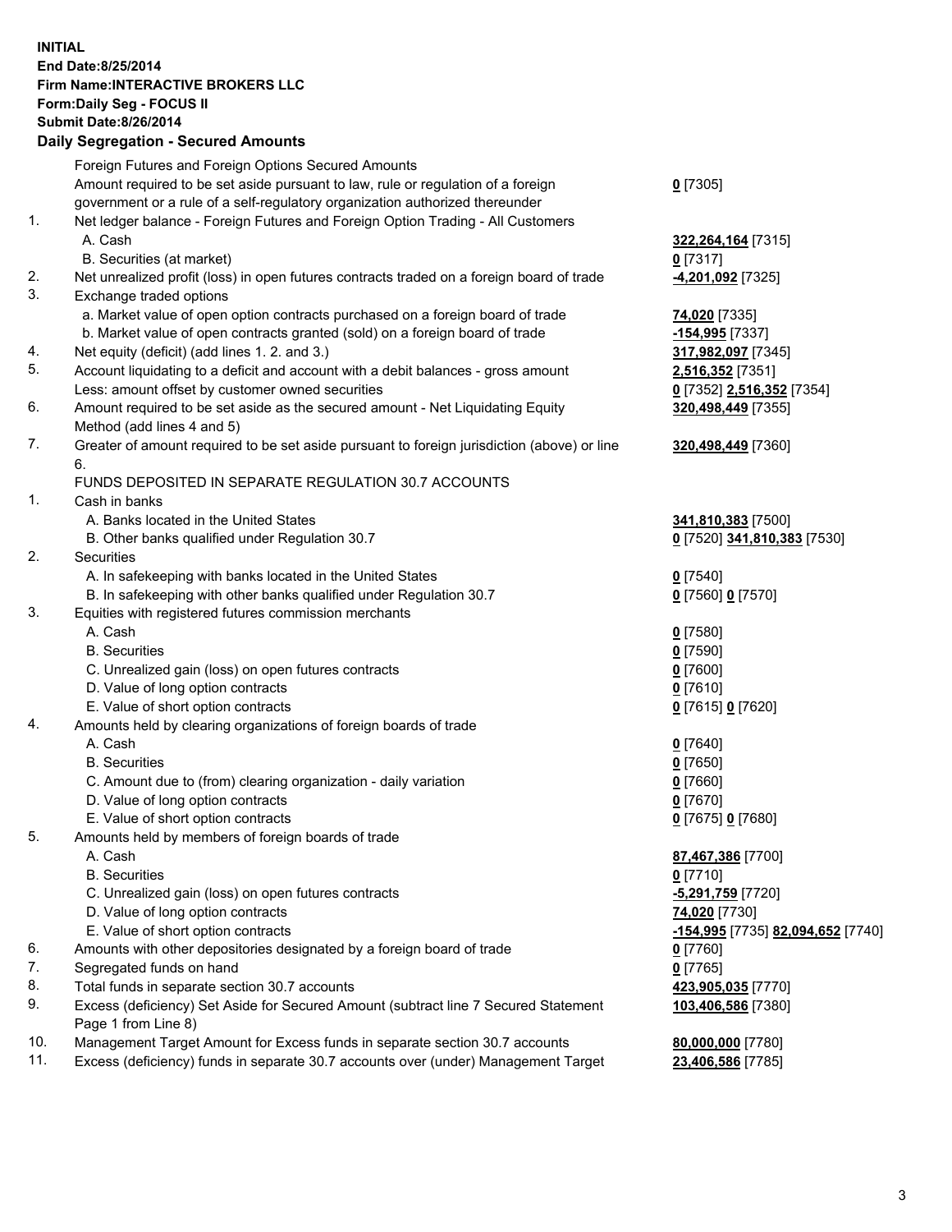**INITIAL**
**End Date:8/25/2014**
**Firm Name:INTERACTIVE BROKERS LLC**
**Form:Daily Seg - FOCUS II**
**Submit Date:8/26/2014**

## Daily Segregation - Secured Amounts

| | | |
|---|---|---|
| | Foreign Futures and Foreign Options Secured Amounts | |
| | Amount required to be set aside pursuant to law, rule or regulation of a foreign government or a rule of a self-regulatory organization authorized thereunder | **0** [7305] |
| 1. | Net ledger balance - Foreign Futures and Foreign Option Trading - All Customers | |
| | A. Cash | **322,264,164** [7315] |
| | B. Securities (at market) | **0** [7317] |
| 2. | Net unrealized profit (loss) in open futures contracts traded on a foreign board of trade | **-4,201,092** [7325] |
| 3. | Exchange traded options | |
| | a. Market value of open option contracts purchased on a foreign board of trade | **74,020** [7335] |
| | b. Market value of open contracts granted (sold) on a foreign board of trade | **-154,995** [7337] |
| 4. | Net equity (deficit) (add lines 1. 2. and 3.) | **317,982,097** [7345] |
| 5. | Account liquidating to a deficit and account with a debit balances - gross amount | **2,516,352** [7351] |
| | Less: amount offset by customer owned securities | **0** [7352] **2,516,352** [7354] |
| 6. | Amount required to be set aside as the secured amount - Net Liquidating Equity Method (add lines 4 and 5) | **320,498,449** [7355] |
| 7. | Greater of amount required to be set aside pursuant to foreign jurisdiction (above) or line 6. | **320,498,449** [7360] |
| | FUNDS DEPOSITED IN SEPARATE REGULATION 30.7 ACCOUNTS | |
| 1. | Cash in banks | |
| | A. Banks located in the United States | **341,810,383** [7500] |
| | B. Other banks qualified under Regulation 30.7 | **0** [7520] **341,810,383** [7530] |
| 2. | Securities | |
| | A. In safekeeping with banks located in the United States | **0** [7540] |
| | B. In safekeeping with other banks qualified under Regulation 30.7 | **0** [7560] **0** [7570] |
| 3. | Equities with registered futures commission merchants | |
| | A. Cash | **0** [7580] |
| | B. Securities | **0** [7590] |
| | C. Unrealized gain (loss) on open futures contracts | **0** [7600] |
| | D. Value of long option contracts | **0** [7610] |
| | E. Value of short option contracts | **0** [7615] **0** [7620] |
| 4. | Amounts held by clearing organizations of foreign boards of trade | |
| | A. Cash | **0** [7640] |
| | B. Securities | **0** [7650] |
| | C. Amount due to (from) clearing organization - daily variation | **0** [7660] |
| | D. Value of long option contracts | **0** [7670] |
| | E. Value of short option contracts | **0** [7675] **0** [7680] |
| 5. | Amounts held by members of foreign boards of trade | |
| | A. Cash | **87,467,386** [7700] |
| | B. Securities | **0** [7710] |
| | C. Unrealized gain (loss) on open futures contracts | **-5,291,759** [7720] |
| | D. Value of long option contracts | **74,020** [7730] |
| | E. Value of short option contracts | **-154,995** [7735] **82,094,652** [7740] |
| 6. | Amounts with other depositories designated by a foreign board of trade | **0** [7760] |
| 7. | Segregated funds on hand | **0** [7765] |
| 8. | Total funds in separate section 30.7 accounts | **423,905,035** [7770] |
| 9. | Excess (deficiency) Set Aside for Secured Amount (subtract line 7 Secured Statement Page 1 from Line 8) | **103,406,586** [7380] |
| 10. | Management Target Amount for Excess funds in separate section 30.7 accounts | **80,000,000** [7780] |
| 11. | Excess (deficiency) funds in separate 30.7 accounts over (under) Management Target | **23,406,586** [7785] |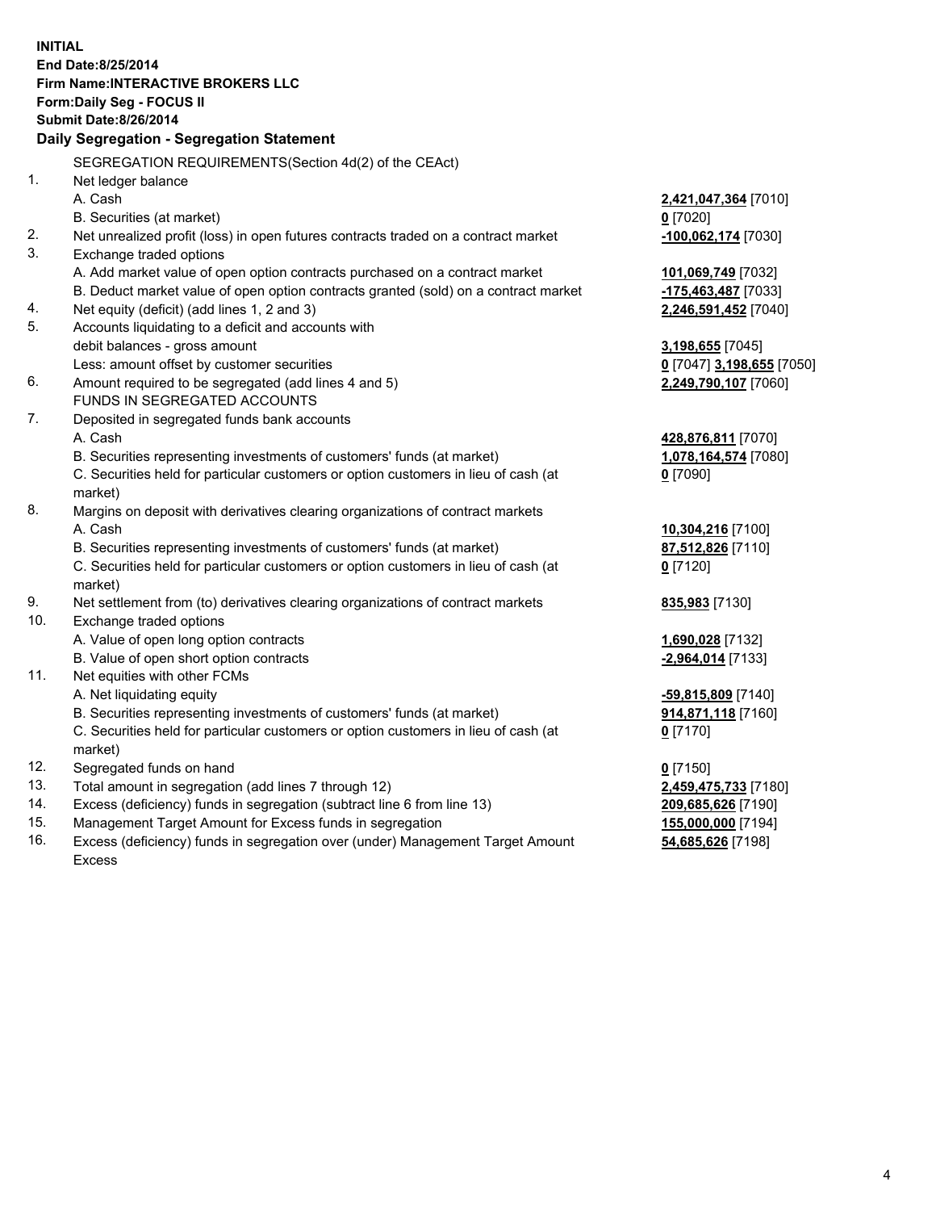**INITIAL**
**End Date:8/25/2014**
**Firm Name:INTERACTIVE BROKERS LLC**
**Form:Daily Seg - FOCUS II**
**Submit Date:8/26/2014**

## Daily Segregation - Segregation Statement

| | | |
|---|---|---|
| | SEGREGATION REQUIREMENTS(Section 4d(2) of the CEAct) | |
| 1. | Net ledger balance | |
| | A. Cash | **2,421,047,364** [7010] |
| | B. Securities (at market) | **0** [7020] |
| 2. | Net unrealized profit (loss) in open futures contracts traded on a contract market | **-100,062,174** [7030] |
| 3. | Exchange traded options | |
| | A. Add market value of open option contracts purchased on a contract market | **101,069,749** [7032] |
| | B. Deduct market value of open option contracts granted (sold) on a contract market | **-175,463,487** [7033] |
| 4. | Net equity (deficit) (add lines 1, 2 and 3) | **2,246,591,452** [7040] |
| 5. | Accounts liquidating to a deficit and accounts with debit balances - gross amount | **3,198,655** [7045] |
| | Less: amount offset by customer securities | **0** [7047] **3,198,655** [7050] |
| 6. | Amount required to be segregated (add lines 4 and 5) | **2,249,790,107** [7060] |
| | FUNDS IN SEGREGATED ACCOUNTS | |
| 7. | Deposited in segregated funds bank accounts | |
| | A. Cash | **428,876,811** [7070] |
| | B. Securities representing investments of customers' funds (at market) | **1,078,164,574** [7080] |
| | C. Securities held for particular customers or option customers in lieu of cash (at market) | **0** [7090] |
| 8. | Margins on deposit with derivatives clearing organizations of contract markets | |
| | A. Cash | **10,304,216** [7100] |
| | B. Securities representing investments of customers' funds (at market) | **87,512,826** [7110] |
| | C. Securities held for particular customers or option customers in lieu of cash (at market) | **0** [7120] |
| 9. | Net settlement from (to) derivatives clearing organizations of contract markets | **835,983** [7130] |
| 10. | Exchange traded options | |
| | A. Value of open long option contracts | **1,690,028** [7132] |
| | B. Value of open short option contracts | **-2,964,014** [7133] |
| 11. | Net equities with other FCMs | |
| | A. Net liquidating equity | **-59,815,809** [7140] |
| | B. Securities representing investments of customers' funds (at market) | **914,871,118** [7160] |
| | C. Securities held for particular customers or option customers in lieu of cash (at market) | **0** [7170] |
| 12. | Segregated funds on hand | **0** [7150] |
| 13. | Total amount in segregation (add lines 7 through 12) | **2,459,475,733** [7180] |
| 14. | Excess (deficiency) funds in segregation (subtract line 6 from line 13) | **209,685,626** [7190] |
| 15. | Management Target Amount for Excess funds in segregation | **155,000,000** [7194] |
| 16. | Excess (deficiency) funds in segregation over (under) Management Target Amount Excess | **54,685,626** [7198] |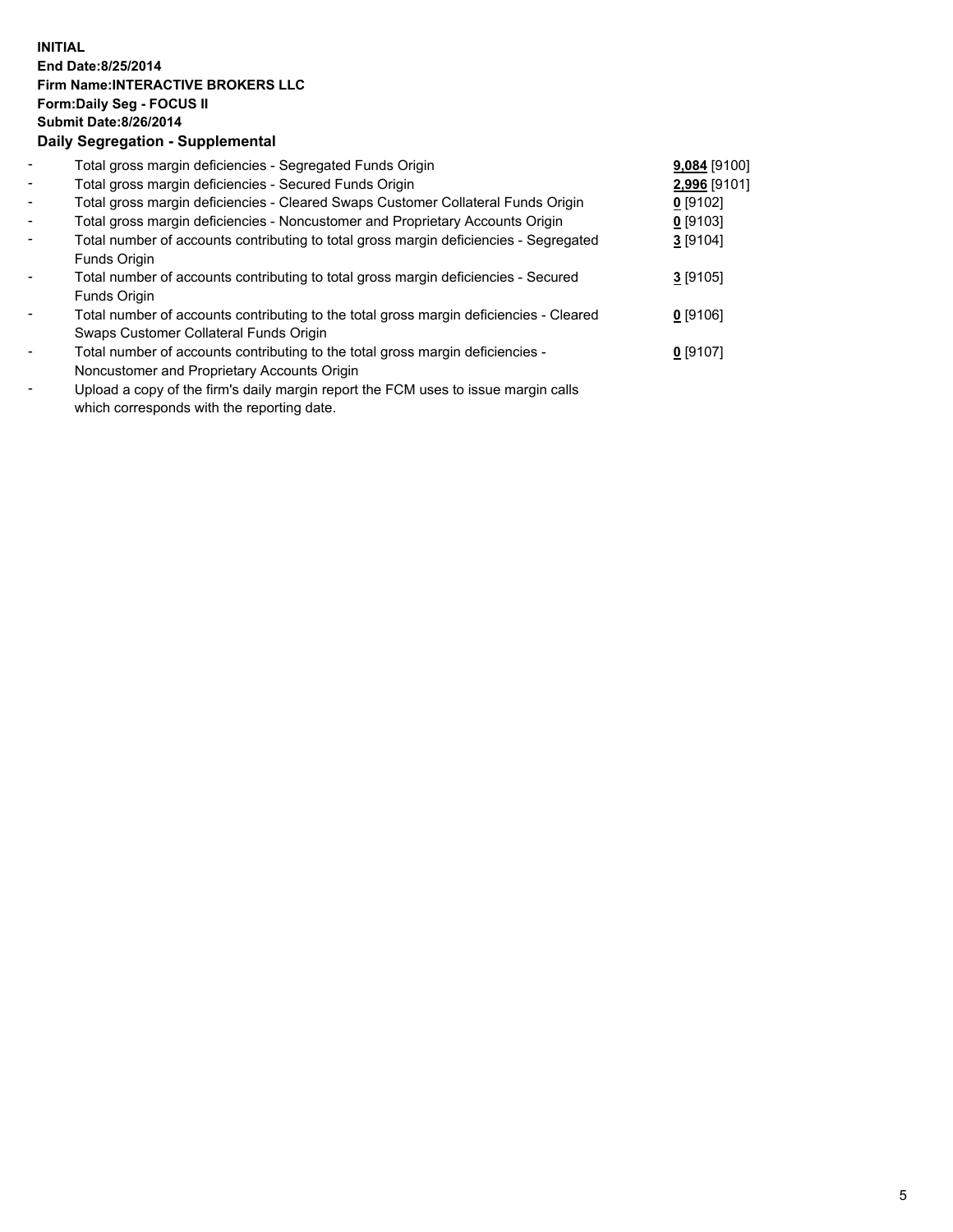**INITIAL**
**End Date:8/25/2014**
**Firm Name:INTERACTIVE BROKERS LLC**
**Form:Daily Seg - FOCUS II**
**Submit Date:8/26/2014**

## Daily Segregation - Supplemental

| | | |
|---|---|---|
| - | Total gross margin deficiencies - Segregated Funds Origin | **9,084** [9100] |
| - | Total gross margin deficiencies - Secured Funds Origin | **2,996** [9101] |
| - | Total gross margin deficiencies - Cleared Swaps Customer Collateral Funds Origin | **0** [9102] |
| - | Total gross margin deficiencies - Noncustomer and Proprietary Accounts Origin | **0** [9103] |
| - | Total number of accounts contributing to total gross margin deficiencies - Segregated Funds Origin | **3** [9104] |
| - | Total number of accounts contributing to total gross margin deficiencies - Secured Funds Origin | **3** [9105] |
| - | Total number of accounts contributing to the total gross margin deficiencies - Cleared Swaps Customer Collateral Funds Origin | **0** [9106] |
| - | Total number of accounts contributing to the total gross margin deficiencies - Noncustomer and Proprietary Accounts Origin | **0** [9107] |
| - | Upload a copy of the firm's daily margin report the FCM uses to issue margin calls which corresponds with the reporting date. | |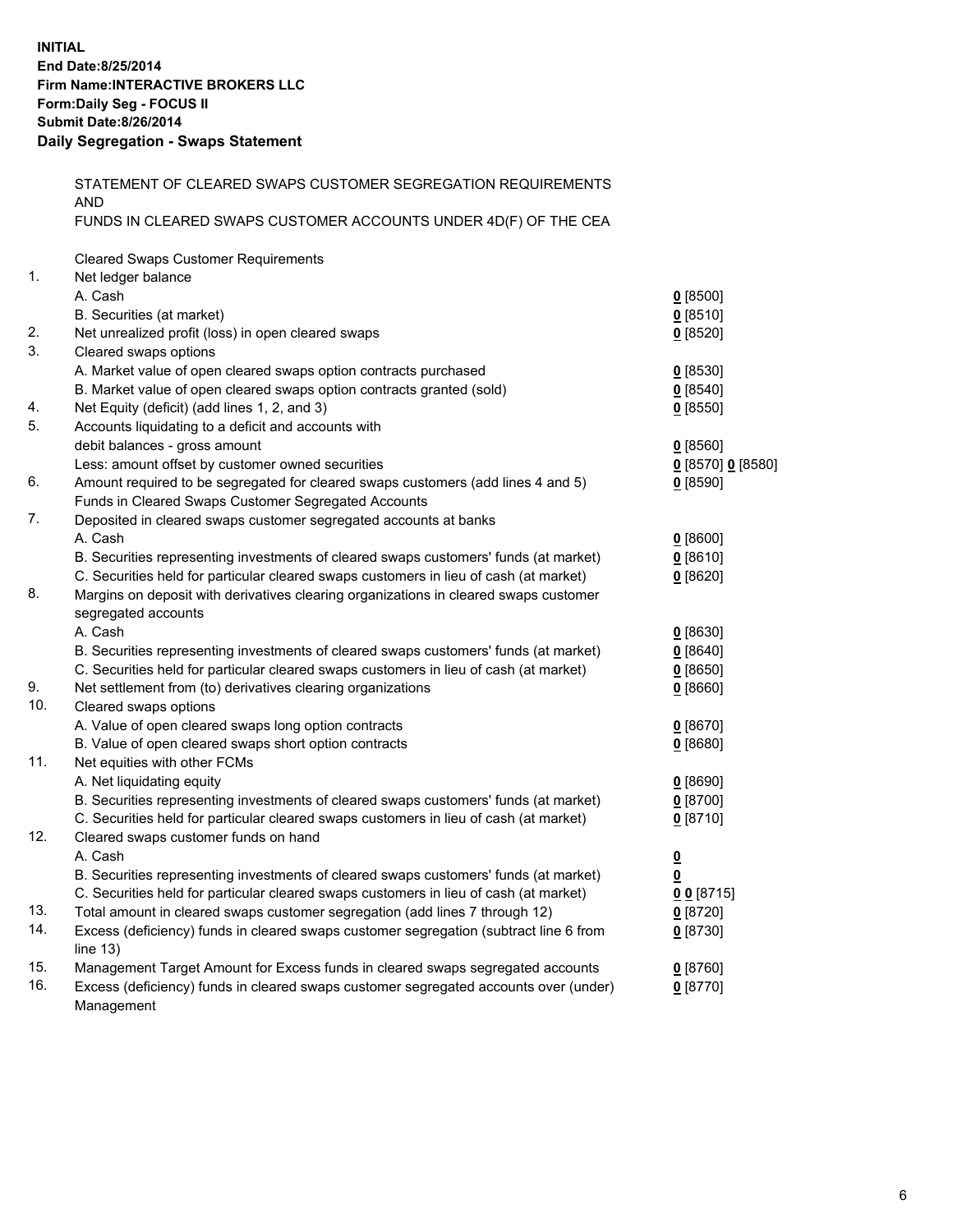**INITIAL**
**End Date:8/25/2014**
**Firm Name:INTERACTIVE BROKERS LLC**
**Form:Daily Seg - FOCUS II**
**Submit Date:8/26/2014**
**Daily Segregation - Swaps Statement**

STATEMENT OF CLEARED SWAPS CUSTOMER SEGREGATION REQUIREMENTS AND FUNDS IN CLEARED SWAPS CUSTOMER ACCOUNTS UNDER 4D(F) OF THE CEA

| | | |
|---|---|---|
| | Cleared Swaps Customer Requirements | |
| 1. | Net ledger balance | |
| | A. Cash | 0 [8500] |
| | B. Securities (at market) | 0 [8510] |
| 2. | Net unrealized profit (loss) in open cleared swaps | 0 [8520] |
| 3. | Cleared swaps options | |
| | A. Market value of open cleared swaps option contracts purchased | 0 [8530] |
| | B. Market value of open cleared swaps option contracts granted (sold) | 0 [8540] |
| 4. | Net Equity (deficit) (add lines 1, 2, and 3) | 0 [8550] |
| 5. | Accounts liquidating to a deficit and accounts with debit balances - gross amount | 0 [8560] |
| | Less: amount offset by customer owned securities | 0 [8570] 0 [8580] |
| 6. | Amount required to be segregated for cleared swaps customers (add lines 4 and 5) | 0 [8590] |
| | Funds in Cleared Swaps Customer Segregated Accounts | |
| 7. | Deposited in cleared swaps customer segregated accounts at banks | |
| | A. Cash | 0 [8600] |
| | B. Securities representing investments of cleared swaps customers' funds (at market) | 0 [8610] |
| | C. Securities held for particular cleared swaps customers in lieu of cash (at market) | 0 [8620] |
| 8. | Margins on deposit with derivatives clearing organizations in cleared swaps customer segregated accounts | |
| | A. Cash | 0 [8630] |
| | B. Securities representing investments of cleared swaps customers' funds (at market) | 0 [8640] |
| | C. Securities held for particular cleared swaps customers in lieu of cash (at market) | 0 [8650] |
| 9. | Net settlement from (to) derivatives clearing organizations | 0 [8660] |
| 10. | Cleared swaps options | |
| | A. Value of open cleared swaps long option contracts | 0 [8670] |
| | B. Value of open cleared swaps short option contracts | 0 [8680] |
| 11. | Net equities with other FCMs | |
| | A. Net liquidating equity | 0 [8690] |
| | B. Securities representing investments of cleared swaps customers' funds (at market) | 0 [8700] |
| | C. Securities held for particular cleared swaps customers in lieu of cash (at market) | 0 [8710] |
| 12. | Cleared swaps customer funds on hand | |
| | A. Cash | 0 |
| | B. Securities representing investments of cleared swaps customers' funds (at market) | 0 |
| | C. Securities held for particular cleared swaps customers in lieu of cash (at market) | 0 0 [8715] |
| 13. | Total amount in cleared swaps customer segregation (add lines 7 through 12) | 0 [8720] |
| 14. | Excess (deficiency) funds in cleared swaps customer segregation (subtract line 6 from line 13) | 0 [8730] |
| 15. | Management Target Amount for Excess funds in cleared swaps segregated accounts | 0 [8760] |
| 16. | Excess (deficiency) funds in cleared swaps customer segregated accounts over (under) Management | 0 [8770] |